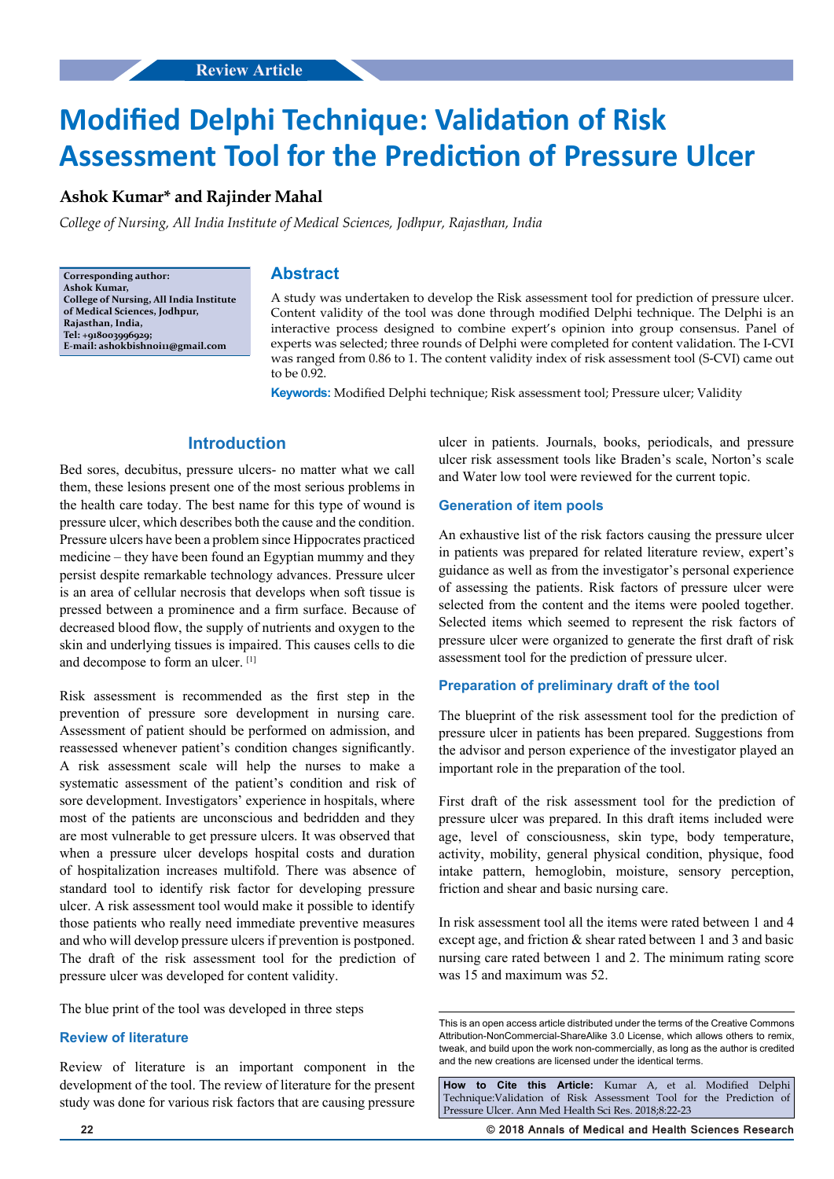Review Article

# Modified Delphi Technique: Validation of Risk Assessment Tool for the Prediction of Pressure Ulcer

**Ashok Kumar* and Rajinder Mahal**

*College of Nursing, All India Institute of Medical Sciences, Jodhpur, Rajasthan, India*

**Corresponding author:**
**Ashok Kumar,**
**College of Nursing, All India Institute of Medical Sciences, Jodhpur, Rajasthan, India,**
**Tel: +918003996929;**
**E-mail: ashokbishnoi11@gmail.com**

## Abstract

A study was undertaken to develop the Risk assessment tool for prediction of pressure ulcer. Content validity of the tool was done through modified Delphi technique. The Delphi is an interactive process designed to combine expert's opinion into group consensus. Panel of experts was selected; three rounds of Delphi were completed for content validation. The I-CVI was ranged from 0.86 to 1. The content validity index of risk assessment tool (S-CVI) came out to be 0.92.

**Keywords:** Modified Delphi technique; Risk assessment tool; Pressure ulcer; Validity

## Introduction

Bed sores, decubitus, pressure ulcers- no matter what we call them, these lesions present one of the most serious problems in the health care today. The best name for this type of wound is pressure ulcer, which describes both the cause and the condition. Pressure ulcers have been a problem since Hippocrates practiced medicine – they have been found an Egyptian mummy and they persist despite remarkable technology advances. Pressure ulcer is an area of cellular necrosis that develops when soft tissue is pressed between a prominence and a firm surface. Because of decreased blood flow, the supply of nutrients and oxygen to the skin and underlying tissues is impaired. This causes cells to die and decompose to form an ulcer. [1]

Risk assessment is recommended as the first step in the prevention of pressure sore development in nursing care. Assessment of patient should be performed on admission, and reassessed whenever patient's condition changes significantly. A risk assessment scale will help the nurses to make a systematic assessment of the patient's condition and risk of sore development. Investigators' experience in hospitals, where most of the patients are unconscious and bedridden and they are most vulnerable to get pressure ulcers. It was observed that when a pressure ulcer develops hospital costs and duration of hospitalization increases multifold. There was absence of standard tool to identify risk factor for developing pressure ulcer. A risk assessment tool would make it possible to identify those patients who really need immediate preventive measures and who will develop pressure ulcers if prevention is postponed. The draft of the risk assessment tool for the prediction of pressure ulcer was developed for content validity.

The blue print of the tool was developed in three steps

### Review of literature

Review of literature is an important component in the development of the tool. The review of literature for the present study was done for various risk factors that are causing pressure ulcer in patients. Journals, books, periodicals, and pressure ulcer risk assessment tools like Braden's scale, Norton's scale and Water low tool were reviewed for the current topic.

### Generation of item pools

An exhaustive list of the risk factors causing the pressure ulcer in patients was prepared for related literature review, expert's guidance as well as from the investigator's personal experience of assessing the patients. Risk factors of pressure ulcer were selected from the content and the items were pooled together. Selected items which seemed to represent the risk factors of pressure ulcer were organized to generate the first draft of risk assessment tool for the prediction of pressure ulcer.

### Preparation of preliminary draft of the tool

The blueprint of the risk assessment tool for the prediction of pressure ulcer in patients has been prepared. Suggestions from the advisor and person experience of the investigator played an important role in the preparation of the tool.

First draft of the risk assessment tool for the prediction of pressure ulcer was prepared. In this draft items included were age, level of consciousness, skin type, body temperature, activity, mobility, general physical condition, physique, food intake pattern, hemoglobin, moisture, sensory perception, friction and shear and basic nursing care.

In risk assessment tool all the items were rated between 1 and 4 except age, and friction & shear rated between 1 and 3 and basic nursing care rated between 1 and 2. The minimum rating score was 15 and maximum was 52.

This is an open access article distributed under the terms of the Creative Commons Attribution-NonCommercial-ShareAlike 3.0 License, which allows others to remix, tweak, and build upon the work non-commercially, as long as the author is credited and the new creations are licensed under the identical terms.

**How to Cite this Article:** Kumar A, et al. Modified Delphi Technique:Validation of Risk Assessment Tool for the Prediction of Pressure Ulcer. Ann Med Health Sci Res. 2018;8:22-23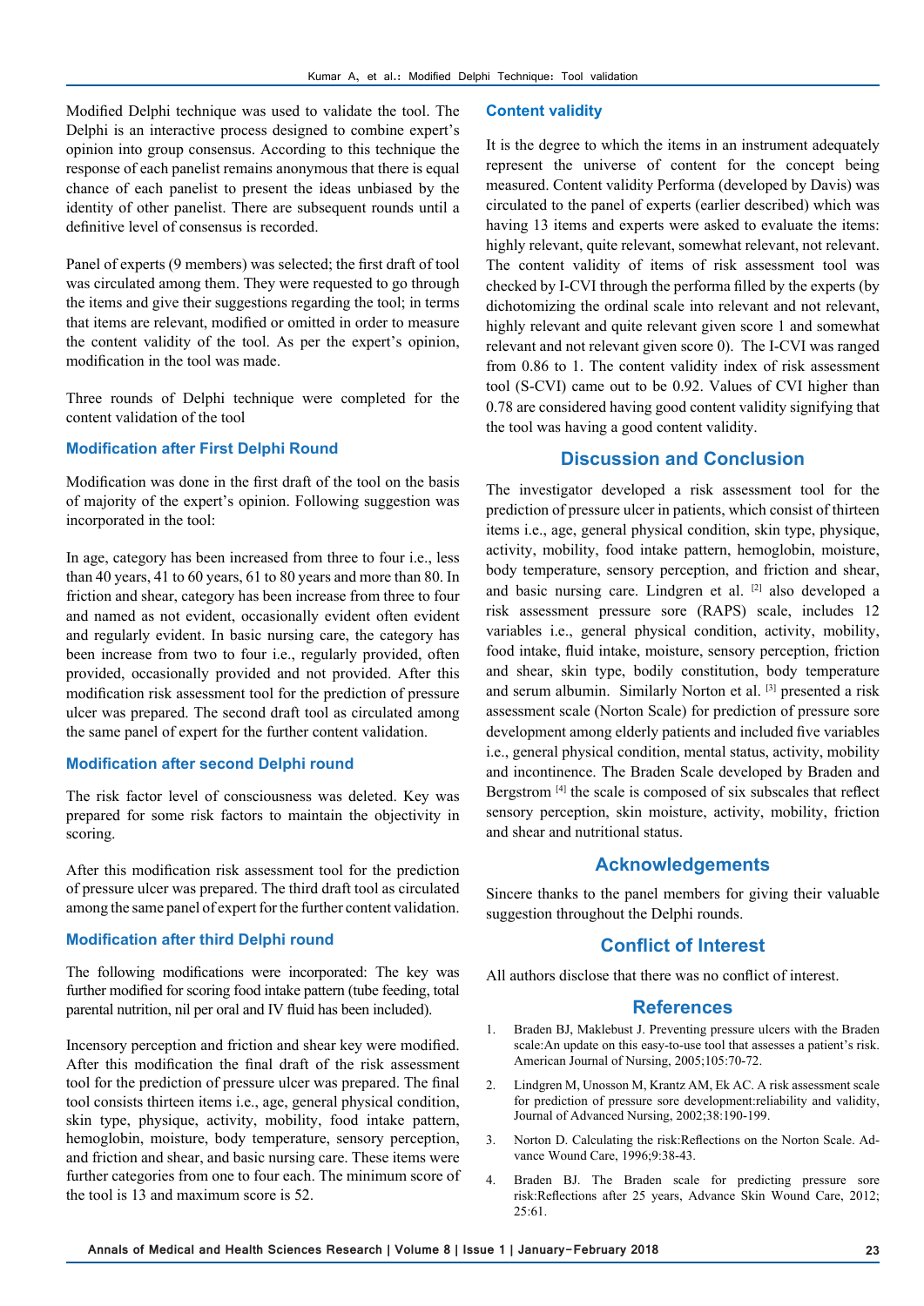Modified Delphi technique was used to validate the tool. The Delphi is an interactive process designed to combine expert's opinion into group consensus. According to this technique the response of each panelist remains anonymous that there is equal chance of each panelist to present the ideas unbiased by the identity of other panelist. There are subsequent rounds until a definitive level of consensus is recorded.

Panel of experts (9 members) was selected; the first draft of tool was circulated among them. They were requested to go through the items and give their suggestions regarding the tool; in terms that items are relevant, modified or omitted in order to measure the content validity of the tool. As per the expert's opinion, modification in the tool was made.

Three rounds of Delphi technique were completed for the content validation of the tool

### Modification after First Delphi Round

Modification was done in the first draft of the tool on the basis of majority of the expert's opinion. Following suggestion was incorporated in the tool:

In age, category has been increased from three to four i.e., less than 40 years, 41 to 60 years, 61 to 80 years and more than 80. In friction and shear, category has been increase from three to four and named as not evident, occasionally evident often evident and regularly evident. In basic nursing care, the category has been increase from two to four i.e., regularly provided, often provided, occasionally provided and not provided. After this modification risk assessment tool for the prediction of pressure ulcer was prepared. The second draft tool as circulated among the same panel of expert for the further content validation.

### Modification after second Delphi round

The risk factor level of consciousness was deleted. Key was prepared for some risk factors to maintain the objectivity in scoring.

After this modification risk assessment tool for the prediction of pressure ulcer was prepared. The third draft tool as circulated among the same panel of expert for the further content validation.

### Modification after third Delphi round

The following modifications were incorporated: The key was further modified for scoring food intake pattern (tube feeding, total parental nutrition, nil per oral and IV fluid has been included).

Incensory perception and friction and shear key were modified. After this modification the final draft of the risk assessment tool for the prediction of pressure ulcer was prepared. The final tool consists thirteen items i.e., age, general physical condition, skin type, physique, activity, mobility, food intake pattern, hemoglobin, moisture, body temperature, sensory perception, and friction and shear, and basic nursing care. These items were further categories from one to four each. The minimum score of the tool is 13 and maximum score is 52.

### Content validity

It is the degree to which the items in an instrument adequately represent the universe of content for the concept being measured. Content validity Performa (developed by Davis) was circulated to the panel of experts (earlier described) which was having 13 items and experts were asked to evaluate the items: highly relevant, quite relevant, somewhat relevant, not relevant. The content validity of items of risk assessment tool was checked by I-CVI through the performa filled by the experts (by dichotomizing the ordinal scale into relevant and not relevant, highly relevant and quite relevant given score 1 and somewhat relevant and not relevant given score 0). The I-CVI was ranged from 0.86 to 1. The content validity index of risk assessment tool (S-CVI) came out to be 0.92. Values of CVI higher than 0.78 are considered having good content validity signifying that the tool was having a good content validity.

## Discussion and Conclusion

The investigator developed a risk assessment tool for the prediction of pressure ulcer in patients, which consist of thirteen items i.e., age, general physical condition, skin type, physique, activity, mobility, food intake pattern, hemoglobin, moisture, body temperature, sensory perception, and friction and shear, and basic nursing care. Lindgren et al. [2] also developed a risk assessment pressure sore (RAPS) scale, includes 12 variables i.e., general physical condition, activity, mobility, food intake, fluid intake, moisture, sensory perception, friction and shear, skin type, bodily constitution, body temperature and serum albumin. Similarly Norton et al. [3] presented a risk assessment scale (Norton Scale) for prediction of pressure sore development among elderly patients and included five variables i.e., general physical condition, mental status, activity, mobility and incontinence. The Braden Scale developed by Braden and Bergstrom [4] the scale is composed of six subscales that reflect sensory perception, skin moisture, activity, mobility, friction and shear and nutritional status.

## Acknowledgements

Sincere thanks to the panel members for giving their valuable suggestion throughout the Delphi rounds.

## Conflict of Interest

All authors disclose that there was no conflict of interest.

## References

1. Braden BJ, Maklebust J. Preventing pressure ulcers with the Braden scale:An update on this easy-to-use tool that assesses a patient's risk. American Journal of Nursing, 2005;105:70-72.
2. Lindgren M, Unosson M, Krantz AM, Ek AC. A risk assessment scale for prediction of pressure sore development:reliability and validity, Journal of Advanced Nursing, 2002;38:190-199.
3. Norton D. Calculating the risk:Reflections on the Norton Scale. Advance Wound Care, 1996;9:38-43.
4. Braden BJ. The Braden scale for predicting pressure sore risk:Reflections after 25 years, Advance Skin Wound Care, 2012; 25:61.